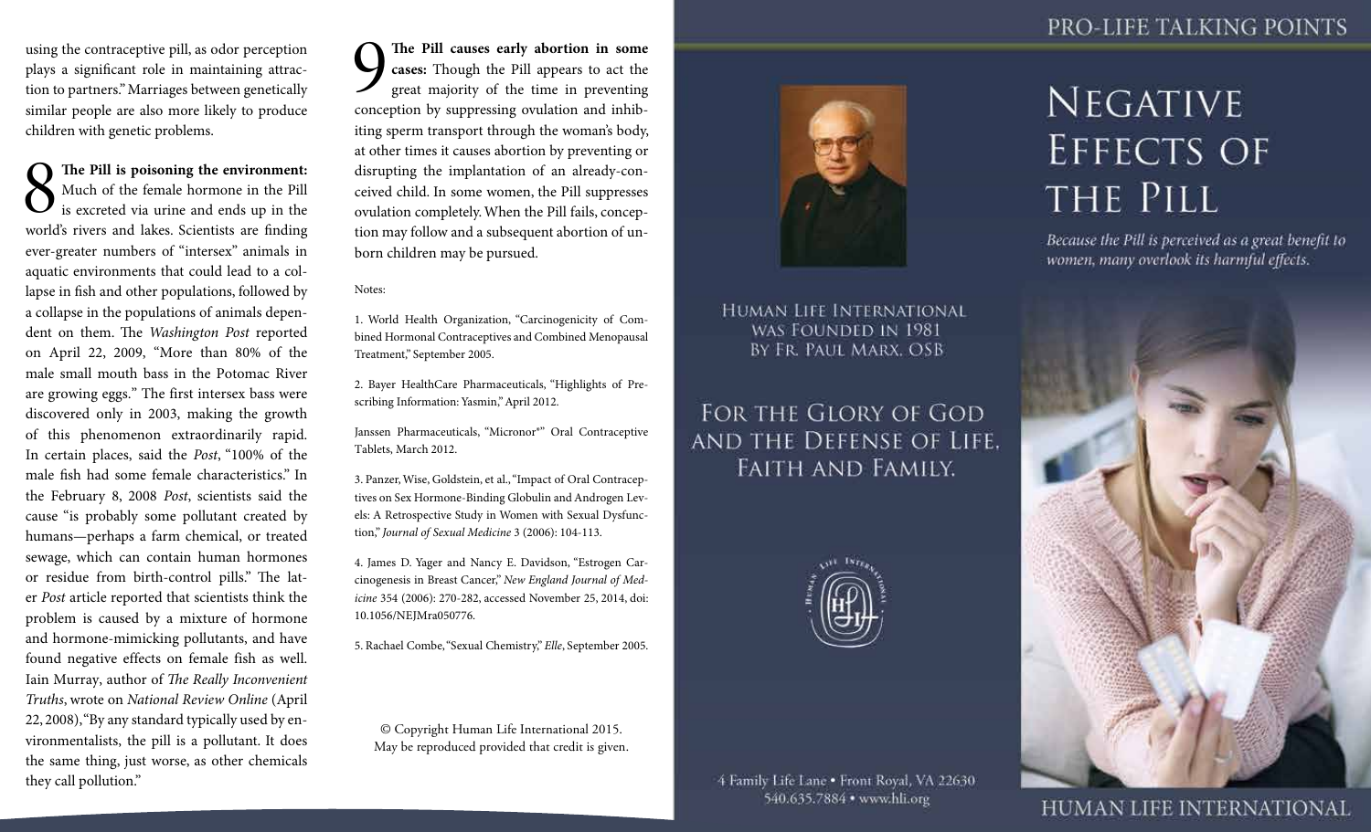using the contraceptive pill, as odor perception plays a significant role in maintaining attraction to partners." Marriages between genetically similar people are also more likely to produce children with genetic problems.

8 **The Pill is poisoning the environment:** Much of the female hormone in the Pill is excreted via urine and ends up in the world's rivers and lakes. Scientists are finding ever-greater numbers of "intersex" animals in aquatic environments that could lead to a collapse in fish and other populations, followed by a collapse in the populations of animals dependent on them. The *Washington Post* reported on April 22, 2009, "More than 80% of the male small mouth bass in the Potomac River are growing eggs." The first intersex bass were discovered only in 2003, making the growth of this phenomenon extraordinarily rapid. In certain places, said the *Post*, "100% of the male fish had some female characteristics." In the February 8, 2008 *Post*, scientists said the cause "is probably some pollutant created by humans—perhaps a farm chemical, or treated sewage, which can contain human hormones or residue from birth-control pills." The later *Post* article reported that scientists think the problem is caused by a mixture of hormone and hormone-mimicking pollutants, and have found negative effects on female fish as well. Iain Murray, author of *The Really Inconvenient Truths*, wrote on *National Review Online* (April 22, 2008), "By any standard typically used by environmentalists, the pill is a pollutant. It does the same thing, just worse, as other chemicals they call pollution."

9 **The Pill causes early abortion in some cases:** Though the Pill appears to act the great majority of the time in preventing conception by suppressing ovulation and inhibiting sperm transport through the woman's body, at other times it causes abortion by preventing or disrupting the implantation of an already-conceived child. In some women, the Pill suppresses ovulation completely. When the Pill fails, conception may follow and a subsequent abortion of unborn children may be pursued.

Notes:

1. World Health Organization, "Carcinogenicity of Combined Hormonal Contraceptives and Combined Menopausal Treatment," September 2005.

2. Bayer HealthCare Pharmaceuticals, "Highlights of Prescribing Information: Yasmin," April 2012.

Janssen Pharmaceuticals, "Micronor®" Oral Contraceptive Tablets, March 2012.

3. Panzer, Wise, Goldstein, et al., "Impact of Oral Contraceptives on Sex Hormone-Binding Globulin and Androgen Levels: A Retrospective Study in Women with Sexual Dysfunction," *Journal of Sexual Medicine* 3 (2006): 104-113.

4. James D. Yager and Nancy E. Davidson, "Estrogen Carcinogenesis in Breast Cancer," *New England Journal of Medicine* 354 (2006): 270-282, accessed November 25, 2014, doi: 10.1056/NEJMra050776.

5. Rachael Combe, "Sexual Chemistry," *Elle*, September 2005.

© Copyright Human Life International 2015.
May be reproduced provided that credit is given.

HUMAN LIFE INTERNATIONAL WAS FOUNDED IN 1981 BY FR. PAUL MARX, OSB

FOR THE GLORY OF GOD AND THE DEFENSE OF LIFE, FAITH AND FAMILY.

4 Family Life Lane • Front Royal, VA 22630
540.635.7884 • www.hli.org

PRO-LIFE TALKING POINTS

# NEGATIVE EFFECTS OF THE PILL

*Because the Pill is perceived as a great benefit to women, many overlook its harmful effects.*

HUMAN LIFE INTERNATIONAL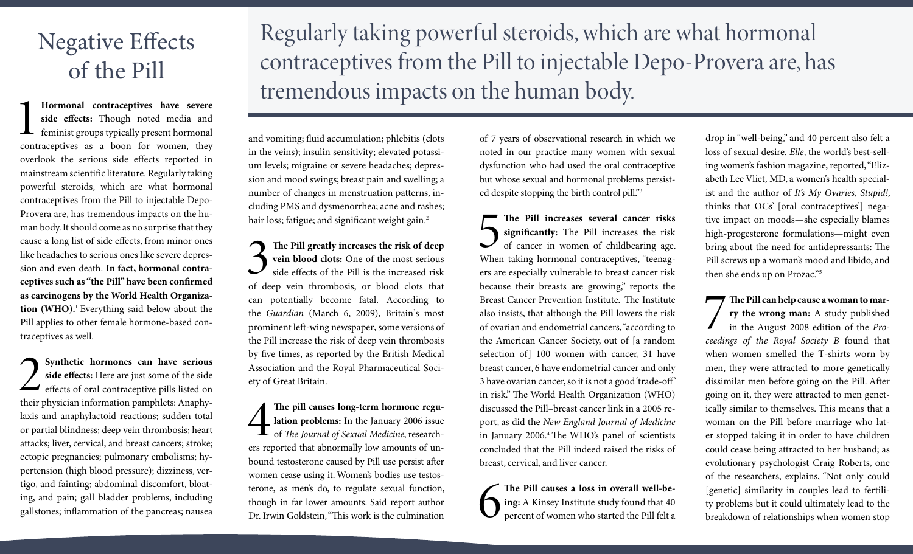# Negative Effects of the Pill

> Regularly taking powerful steroids, which are what hormonal contraceptives from the Pill to injectable Depo-Provera are, has tremendous impacts on the human body.

1 **Hormonal contraceptives have severe side effects:** Though noted media and feminist groups typically present hormonal contraceptives as a boon for women, they overlook the serious side effects reported in mainstream scientific literature. Regularly taking powerful steroids, which are what hormonal contraceptives from the Pill to injectable Depo-Provera are, has tremendous impacts on the human body. It should come as no surprise that they cause a long list of side effects, from minor ones like headaches to serious ones like severe depression and even death. **In fact, hormonal contraceptives such as "the Pill" have been confirmed as carcinogens by the World Health Organization (WHO).[1]** Everything said below about the Pill applies to other female hormone-based contraceptives as well.

2 **Synthetic hormones can have serious side effects:** Here are just some of the side effects of oral contraceptive pills listed on their physician information pamphlets: Anaphylaxis and anaphylactoid reactions; sudden total or partial blindness; deep vein thrombosis; heart attacks; liver, cervical, and breast cancers; stroke; ectopic pregnancies; pulmonary embolisms; hypertension (high blood pressure); dizziness, vertigo, and fainting; abdominal discomfort, bloating, and pain; gall bladder problems, including gallstones; inflammation of the pancreas; nausea and vomiting; fluid accumulation; phlebitis (clots in the veins); insulin sensitivity; elevated potassium levels; migraine or severe headaches; depression and mood swings; breast pain and swelling; a number of changes in menstruation patterns, including PMS and dysmenorrhea; acne and rashes; hair loss; fatigue; and significant weight gain.[2]

3 **The Pill greatly increases the risk of deep vein blood clots:** One of the most serious side effects of the Pill is the increased risk of deep vein thrombosis, or blood clots that can potentially become fatal. According to the *Guardian* (March 6, 2009), Britain's most prominent left-wing newspaper, some versions of the Pill increase the risk of deep vein thrombosis by five times, as reported by the British Medical Association and the Royal Pharmaceutical Society of Great Britain.

4 **The pill causes long-term hormone regulation problems:** In the January 2006 issue of *The Journal of Sexual Medicine*, researchers reported that abnormally low amounts of unbound testosterone caused by Pill use persist after women cease using it. Women's bodies use testosterone, as men's do, to regulate sexual function, though in far lower amounts. Said report author Dr. Irwin Goldstein, "This work is the culmination of 7 years of observational research in which we noted in our practice many women with sexual dysfunction who had used the oral contraceptive but whose sexual and hormonal problems persisted despite stopping the birth control pill."[3]

5 **The Pill increases several cancer risks significantly:** The Pill increases the risk of cancer in women of childbearing age. When taking hormonal contraceptives, "teenagers are especially vulnerable to breast cancer risk because their breasts are growing," reports the Breast Cancer Prevention Institute. The Institute also insists, that although the Pill lowers the risk of ovarian and endometrial cancers, "according to the American Cancer Society, out of [a random selection of] 100 women with cancer, 31 have breast cancer, 6 have endometrial cancer and only 3 have ovarian cancer, so it is not a good 'trade-off' in risk." The World Health Organization (WHO) discussed the Pill–breast cancer link in a 2005 report, as did the *New England Journal of Medicine* in January 2006.[4] The WHO's panel of scientists concluded that the Pill indeed raised the risks of breast, cervical, and liver cancer.

6 **The Pill causes a loss in overall well-being:** A Kinsey Institute study found that 40 percent of women who started the Pill felt a drop in "well-being," and 40 percent also felt a loss of sexual desire. *Elle*, the world's best-selling women's fashion magazine, reported, "Elizabeth Lee Vliet, MD, a women's health specialist and the author of *It's My Ovaries, Stupid!*, thinks that OCs' [oral contraceptives'] negative impact on moods—she especially blames high-progesterone formulations—might even bring about the need for antidepressants: The Pill screws up a woman's mood and libido, and then she ends up on Prozac."[5]

7 **The Pill can help cause a woman to marry the wrong man:** A study published in the August 2008 edition of the *Proceedings of the Royal Society B* found that when women smelled the T-shirts worn by men, they were attracted to more genetically dissimilar men before going on the Pill. After going on it, they were attracted to men genetically similar to themselves. This means that a woman on the Pill before marriage who later stopped taking it in order to have children could cease being attracted to her husband; as evolutionary psychologist Craig Roberts, one of the researchers, explains, "Not only could [genetic] similarity in couples lead to fertility problems but it could ultimately lead to the breakdown of relationships when women stop